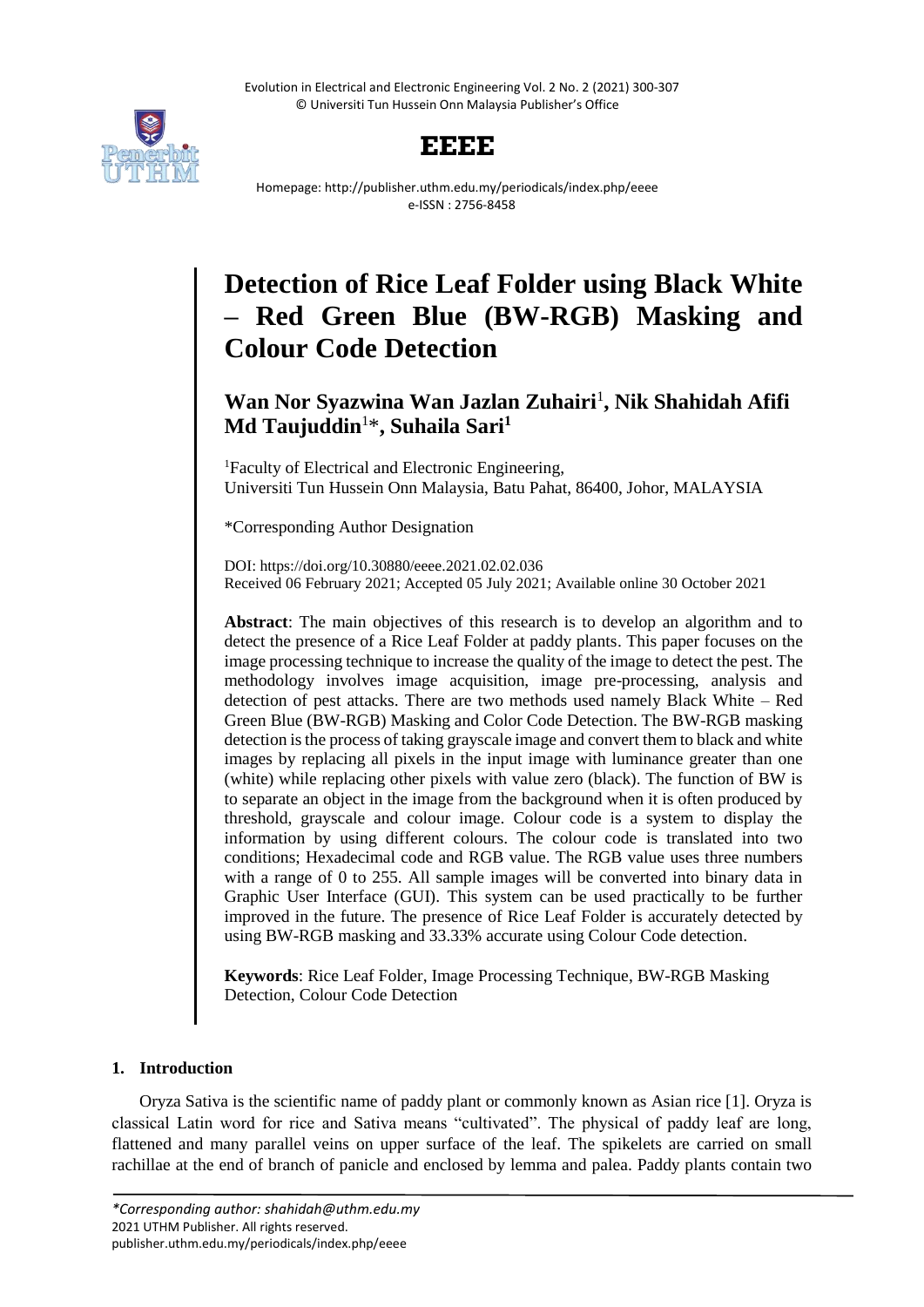# Detection of Rice Leaf Folder using Black White – Red Green Blue (BW-RGB) Masking and Colour Code Detection

**Wan Nor Syazwina Wan Jazlan Zuhairi**[1], **Nik Shahidah Afifi Md Taujuddin**[1]*, **Suhaila Sari**[1]

[1]Faculty of Electrical and Electronic Engineering, Universiti Tun Hussein Onn Malaysia, Batu Pahat, 86400, Johor, MALAYSIA

*Corresponding Author Designation

DOI: https://doi.org/10.30880/eeee.2021.02.02.036
Received 06 February 2021; Accepted 05 July 2021; Available online 30 October 2021

**Abstract**: The main objectives of this research is to develop an algorithm and to detect the presence of a Rice Leaf Folder at paddy plants. This paper focuses on the image processing technique to increase the quality of the image to detect the pest. The methodology involves image acquisition, image pre-processing, analysis and detection of pest attacks. There are two methods used namely Black White – Red Green Blue (BW-RGB) Masking and Color Code Detection. The BW-RGB masking detection is the process of taking grayscale image and convert them to black and white images by replacing all pixels in the input image with luminance greater than one (white) while replacing other pixels with value zero (black). The function of BW is to separate an object in the image from the background when it is often produced by threshold, grayscale and colour image. Colour code is a system to display the information by using different colours. The colour code is translated into two conditions; Hexadecimal code and RGB value. The RGB value uses three numbers with a range of 0 to 255. All sample images will be converted into binary data in Graphic User Interface (GUI). This system can be used practically to be further improved in the future. The presence of Rice Leaf Folder is accurately detected by using BW-RGB masking and 33.33% accurate using Colour Code detection.

**Keywords**: Rice Leaf Folder, Image Processing Technique, BW-RGB Masking Detection, Colour Code Detection

## 1. Introduction

Oryza Sativa is the scientific name of paddy plant or commonly known as Asian rice [1]. Oryza is classical Latin word for rice and Sativa means "cultivated". The physical of paddy leaf are long, flattened and many parallel veins on upper surface of the leaf. The spikelets are carried on small rachillae at the end of branch of panicle and enclosed by lemma and palea. Paddy plants contain two

*Corresponding author: shahidah@uthm.edu.my
2021 UTHM Publisher. All rights reserved.
publisher.uthm.edu.my/periodicals/index.php/eeee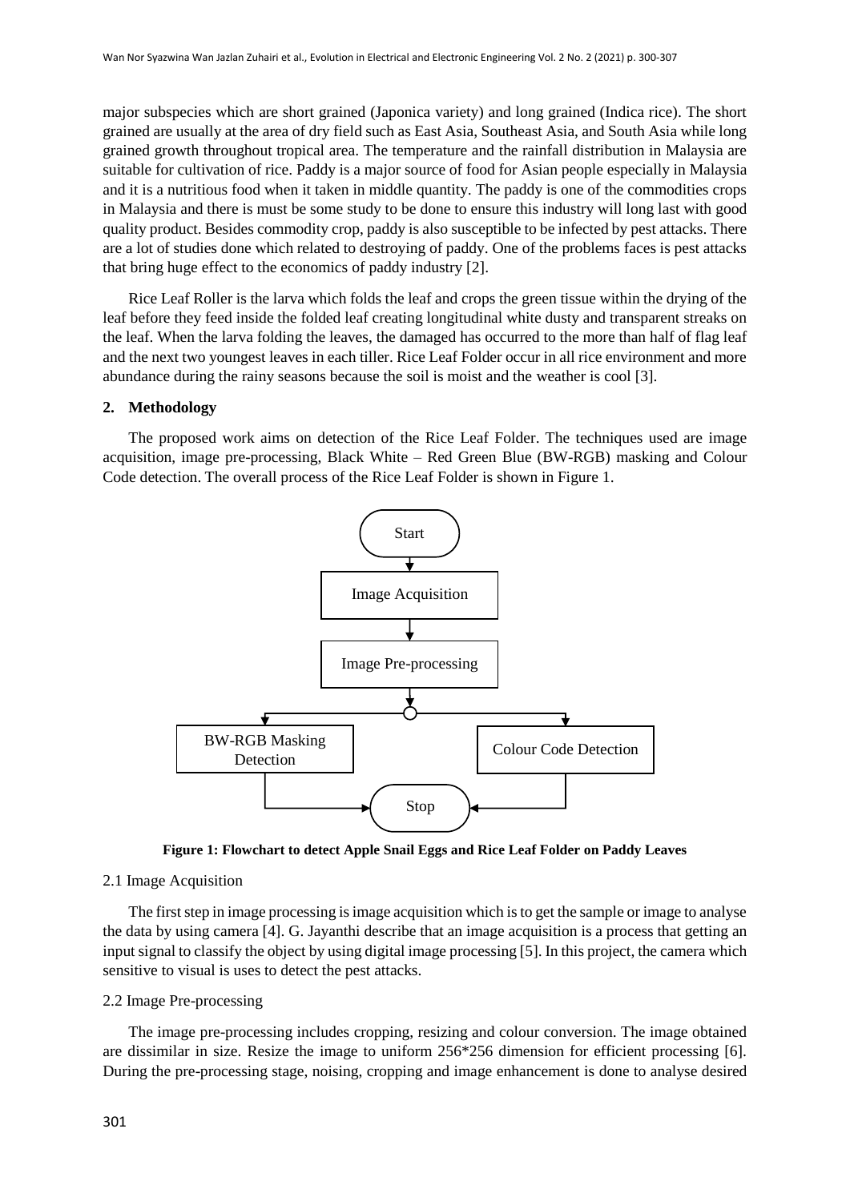major subspecies which are short grained (Japonica variety) and long grained (Indica rice). The short grained are usually at the area of dry field such as East Asia, Southeast Asia, and South Asia while long grained growth throughout tropical area. The temperature and the rainfall distribution in Malaysia are suitable for cultivation of rice. Paddy is a major source of food for Asian people especially in Malaysia and it is a nutritious food when it taken in middle quantity. The paddy is one of the commodities crops in Malaysia and there is must be some study to be done to ensure this industry will long last with good quality product. Besides commodity crop, paddy is also susceptible to be infected by pest attacks. There are a lot of studies done which related to destroying of paddy. One of the problems faces is pest attacks that bring huge effect to the economics of paddy industry [2].

Rice Leaf Roller is the larva which folds the leaf and crops the green tissue within the drying of the leaf before they feed inside the folded leaf creating longitudinal white dusty and transparent streaks on the leaf. When the larva folding the leaves, the damaged has occurred to the more than half of flag leaf and the next two youngest leaves in each tiller. Rice Leaf Folder occur in all rice environment and more abundance during the rainy seasons because the soil is moist and the weather is cool [3].

## 2. Methodology

The proposed work aims on detection of the Rice Leaf Folder. The techniques used are image acquisition, image pre-processing, Black White – Red Green Blue (BW-RGB) masking and Colour Code detection. The overall process of the Rice Leaf Folder is shown in Figure 1.

Start → Image Acquisition → Image Pre-processing → BW-RGB Masking Detection / Colour Code Detection → Stop

**Figure 1: Flowchart to detect Apple Snail Eggs and Rice Leaf Folder on Paddy Leaves**

### 2.1 Image Acquisition

The first step in image processing is image acquisition which is to get the sample or image to analyse the data by using camera [4]. G. Jayanthi describe that an image acquisition is a process that getting an input signal to classify the object by using digital image processing [5]. In this project, the camera which sensitive to visual is uses to detect the pest attacks.

### 2.2 Image Pre-processing

The image pre-processing includes cropping, resizing and colour conversion. The image obtained are dissimilar in size. Resize the image to uniform 256*256 dimension for efficient processing [6]. During the pre-processing stage, noising, cropping and image enhancement is done to analyse desired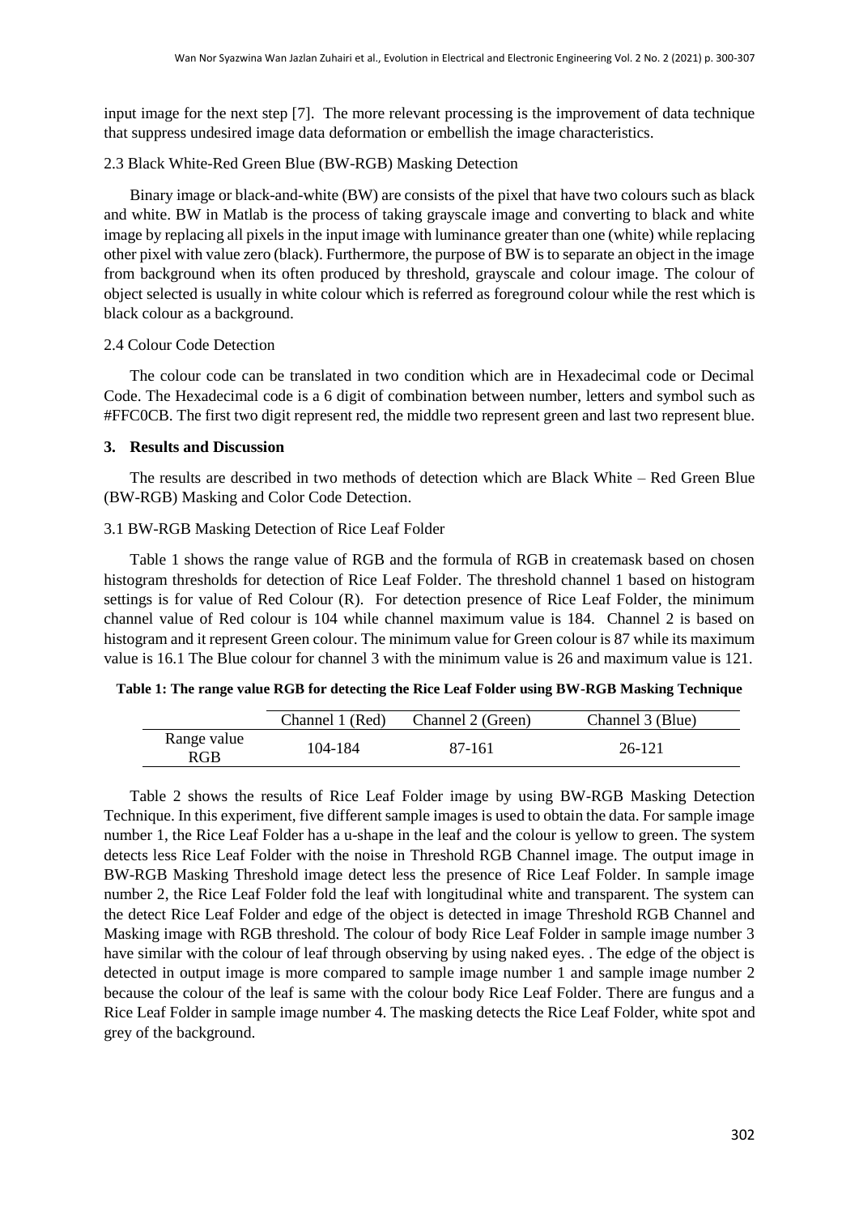input image for the next step [7]. The more relevant processing is the improvement of data technique that suppress undesired image data deformation or embellish the image characteristics.

### 2.3 Black White-Red Green Blue (BW-RGB) Masking Detection

Binary image or black-and-white (BW) are consists of the pixel that have two colours such as black and white. BW in Matlab is the process of taking grayscale image and converting to black and white image by replacing all pixels in the input image with luminance greater than one (white) while replacing other pixel with value zero (black). Furthermore, the purpose of BW is to separate an object in the image from background when its often produced by threshold, grayscale and colour image. The colour of object selected is usually in white colour which is referred as foreground colour while the rest which is black colour as a background.

### 2.4 Colour Code Detection

The colour code can be translated in two condition which are in Hexadecimal code or Decimal Code. The Hexadecimal code is a 6 digit of combination between number, letters and symbol such as #FFC0CB. The first two digit represent red, the middle two represent green and last two represent blue.

## 3. Results and Discussion

The results are described in two methods of detection which are Black White – Red Green Blue (BW-RGB) Masking and Color Code Detection.

### 3.1 BW-RGB Masking Detection of Rice Leaf Folder

Table 1 shows the range value of RGB and the formula of RGB in createmask based on chosen histogram thresholds for detection of Rice Leaf Folder. The threshold channel 1 based on histogram settings is for value of Red Colour (R). For detection presence of Rice Leaf Folder, the minimum channel value of Red colour is 104 while channel maximum value is 184. Channel 2 is based on histogram and it represent Green colour. The minimum value for Green colour is 87 while its maximum value is 16.1 The Blue colour for channel 3 with the minimum value is 26 and maximum value is 121.

**Table 1: The range value RGB for detecting the Rice Leaf Folder using BW-RGB Masking Technique**

| | Channel 1 (Red) | Channel 2 (Green) | Channel 3 (Blue) |
|---|---|---|---|
| Range value RGB | 104-184 | 87-161 | 26-121 |

Table 2 shows the results of Rice Leaf Folder image by using BW-RGB Masking Detection Technique. In this experiment, five different sample images is used to obtain the data. For sample image number 1, the Rice Leaf Folder has a u-shape in the leaf and the colour is yellow to green. The system detects less Rice Leaf Folder with the noise in Threshold RGB Channel image. The output image in BW-RGB Masking Threshold image detect less the presence of Rice Leaf Folder. In sample image number 2, the Rice Leaf Folder fold the leaf with longitudinal white and transparent. The system can the detect Rice Leaf Folder and edge of the object is detected in image Threshold RGB Channel and Masking image with RGB threshold. The colour of body Rice Leaf Folder in sample image number 3 have similar with the colour of leaf through observing by using naked eyes. . The edge of the object is detected in output image is more compared to sample image number 1 and sample image number 2 because the colour of the leaf is same with the colour body Rice Leaf Folder. There are fungus and a Rice Leaf Folder in sample image number 4. The masking detects the Rice Leaf Folder, white spot and grey of the background.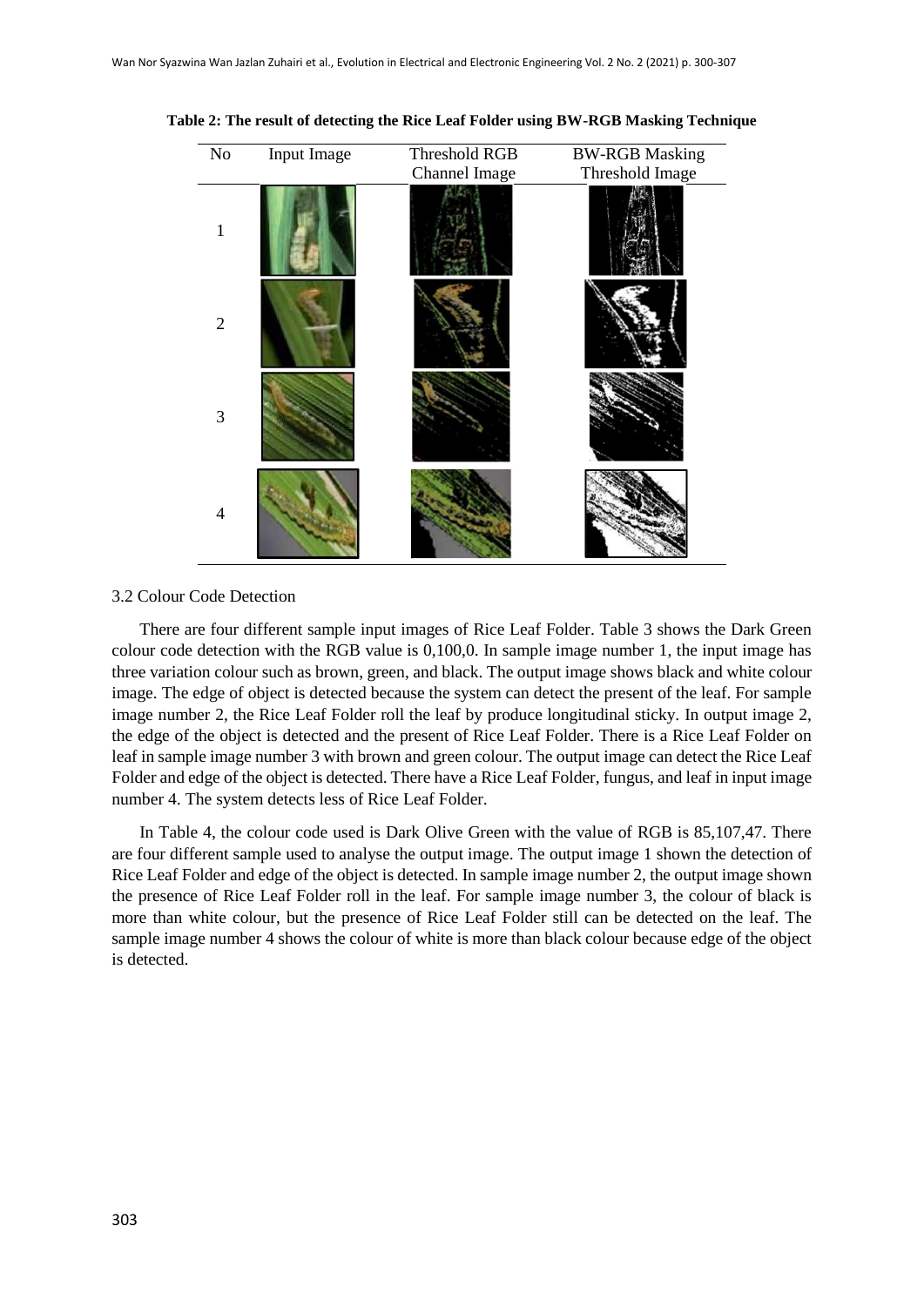**Table 2: The result of detecting the Rice Leaf Folder using BW-RGB Masking Technique**

| No | Input Image | Threshold RGB Channel Image | BW-RGB Masking Threshold Image |
|---|---|---|---|
| 1 | | | |
| 2 | | | |
| 3 | | | |
| 4 | | | |

3.2 Colour Code Detection

There are four different sample input images of Rice Leaf Folder. Table 3 shows the Dark Green colour code detection with the RGB value is 0,100,0. In sample image number 1, the input image has three variation colour such as brown, green, and black. The output image shows black and white colour image. The edge of object is detected because the system can detect the present of the leaf. For sample image number 2, the Rice Leaf Folder roll the leaf by produce longitudinal sticky. In output image 2, the edge of the object is detected and the present of Rice Leaf Folder. There is a Rice Leaf Folder on leaf in sample image number 3 with brown and green colour. The output image can detect the Rice Leaf Folder and edge of the object is detected. There have a Rice Leaf Folder, fungus, and leaf in input image number 4. The system detects less of Rice Leaf Folder.

In Table 4, the colour code used is Dark Olive Green with the value of RGB is 85,107,47. There are four different sample used to analyse the output image. The output image 1 shown the detection of Rice Leaf Folder and edge of the object is detected. In sample image number 2, the output image shown the presence of Rice Leaf Folder roll in the leaf. For sample image number 3, the colour of black is more than white colour, but the presence of Rice Leaf Folder still can be detected on the leaf. The sample image number 4 shows the colour of white is more than black colour because edge of the object is detected.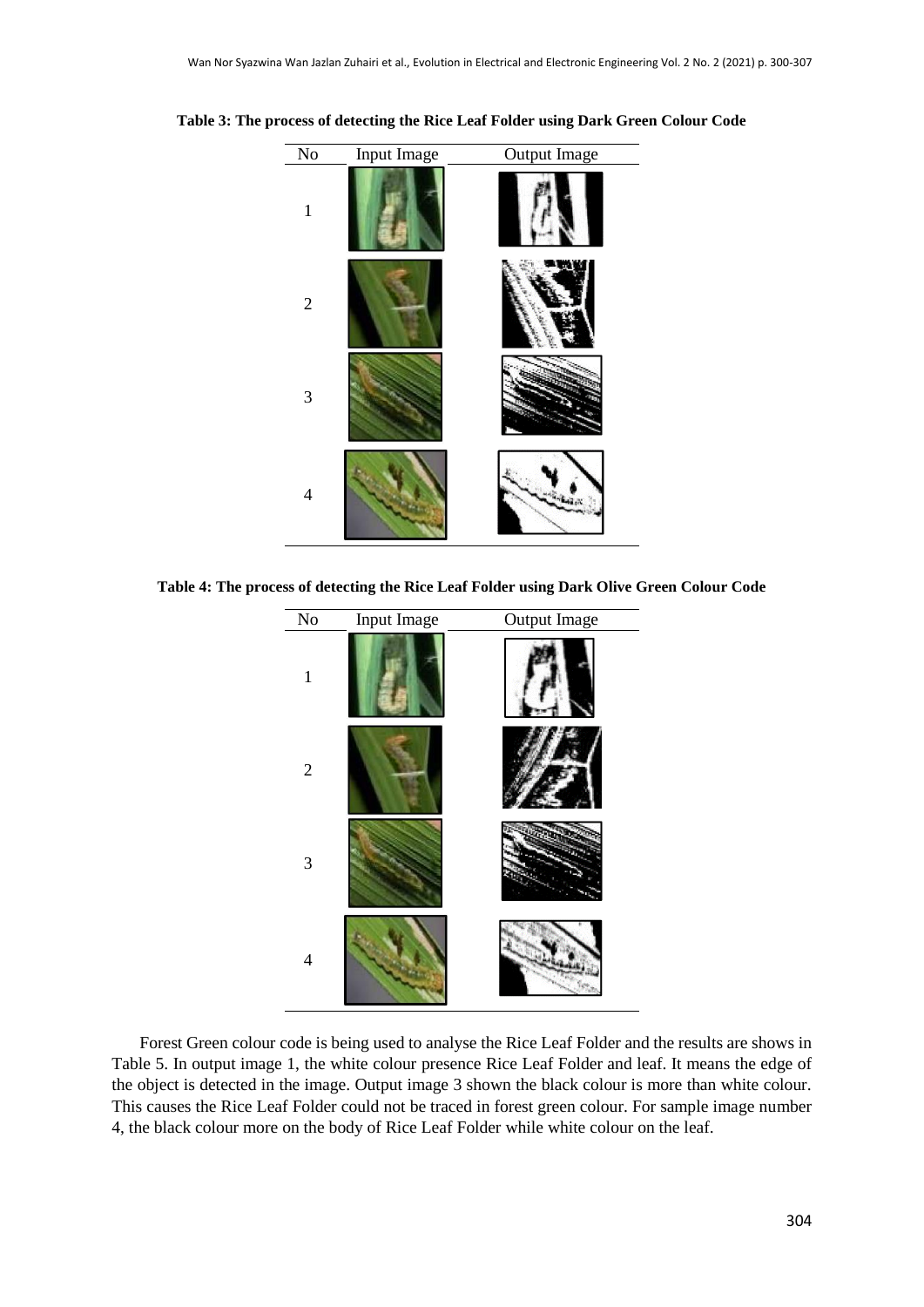**Table 3: The process of detecting the Rice Leaf Folder using Dark Green Colour Code**

| No | Input Image | Output Image |
|---|---|---|
| 1 | | |
| 2 | | |
| 3 | | |
| 4 | | |

**Table 4: The process of detecting the Rice Leaf Folder using Dark Olive Green Colour Code**

| No | Input Image | Output Image |
|---|---|---|
| 1 | | |
| 2 | | |
| 3 | | |
| 4 | | |

Forest Green colour code is being used to analyse the Rice Leaf Folder and the results are shows in Table 5. In output image 1, the white colour presence Rice Leaf Folder and leaf. It means the edge of the object is detected in the image. Output image 3 shown the black colour is more than white colour. This causes the Rice Leaf Folder could not be traced in forest green colour. For sample image number 4, the black colour more on the body of Rice Leaf Folder while white colour on the leaf.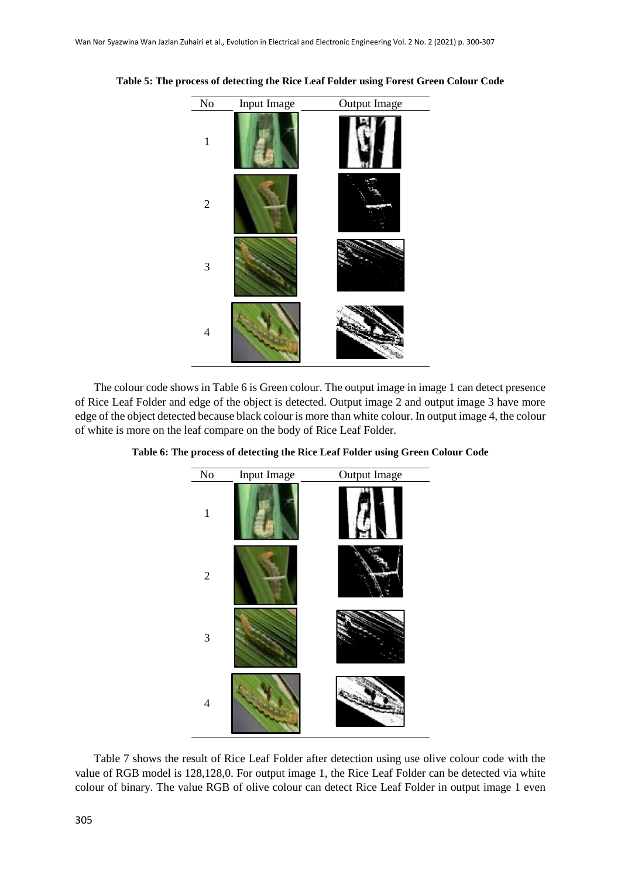**Table 5: The process of detecting the Rice Leaf Folder using Forest Green Colour Code**

| No | Input Image | Output Image |
|---|---|---|
| 1 | | |
| 2 | | |
| 3 | | |
| 4 | | |

The colour code shows in Table 6 is Green colour. The output image in image 1 can detect presence of Rice Leaf Folder and edge of the object is detected. Output image 2 and output image 3 have more edge of the object detected because black colour is more than white colour. In output image 4, the colour of white is more on the leaf compare on the body of Rice Leaf Folder.

**Table 6: The process of detecting the Rice Leaf Folder using Green Colour Code**

| No | Input Image | Output Image |
|---|---|---|
| 1 | | |
| 2 | | |
| 3 | | |
| 4 | | |

Table 7 shows the result of Rice Leaf Folder after detection using use olive colour code with the value of RGB model is 128,128,0. For output image 1, the Rice Leaf Folder can be detected via white colour of binary. The value RGB of olive colour can detect Rice Leaf Folder in output image 1 even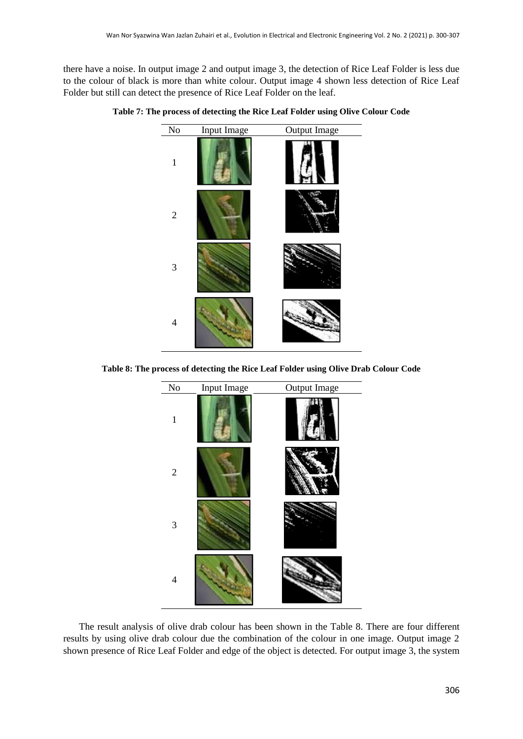there have a noise. In output image 2 and output image 3, the detection of Rice Leaf Folder is less due to the colour of black is more than white colour. Output image 4 shown less detection of Rice Leaf Folder but still can detect the presence of Rice Leaf Folder on the leaf.

**Table 7: The process of detecting the Rice Leaf Folder using Olive Colour Code**

| No | Input Image | Output Image |
|---|---|---|
| 1 | | |
| 2 | | |
| 3 | | |
| 4 | | |

**Table 8: The process of detecting the Rice Leaf Folder using Olive Drab Colour Code**

| No | Input Image | Output Image |
|---|---|---|
| 1 | | |
| 2 | | |
| 3 | | |
| 4 | | |

The result analysis of olive drab colour has been shown in the Table 8. There are four different results by using olive drab colour due the combination of the colour in one image. Output image 2 shown presence of Rice Leaf Folder and edge of the object is detected. For output image 3, the system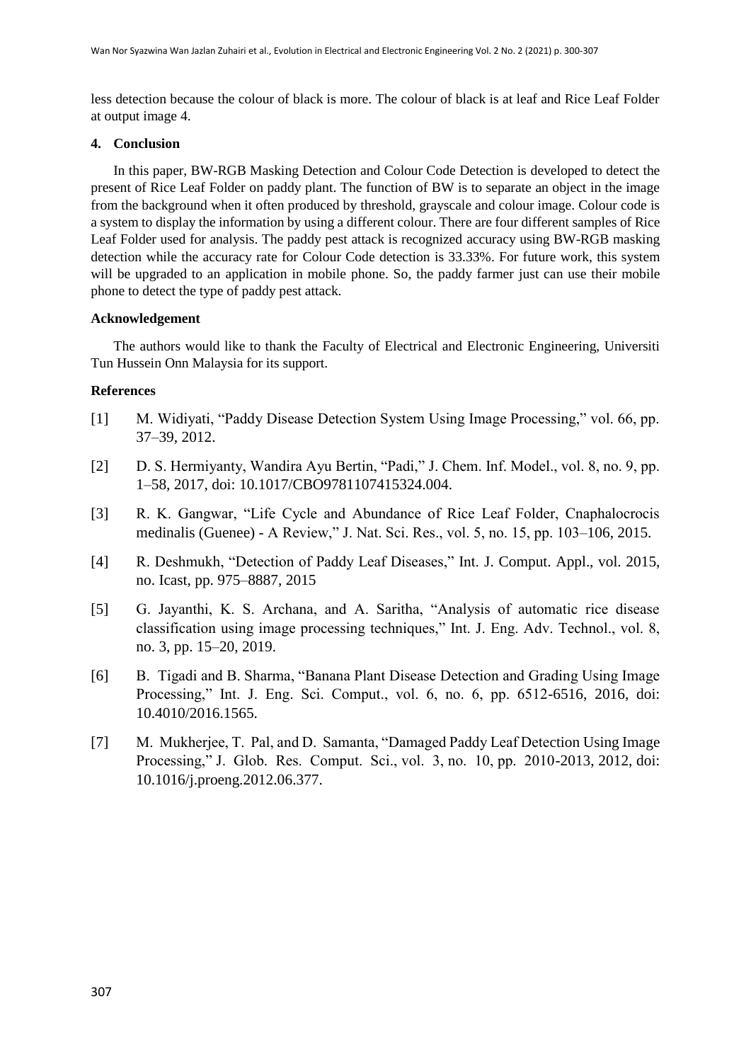less detection because the colour of black is more. The colour of black is at leaf and Rice Leaf Folder at output image 4.

## 4. Conclusion

In this paper, BW-RGB Masking Detection and Colour Code Detection is developed to detect the present of Rice Leaf Folder on paddy plant. The function of BW is to separate an object in the image from the background when it often produced by threshold, grayscale and colour image. Colour code is a system to display the information by using a different colour. There are four different samples of Rice Leaf Folder used for analysis. The paddy pest attack is recognized accuracy using BW-RGB masking detection while the accuracy rate for Colour Code detection is 33.33%. For future work, this system will be upgraded to an application in mobile phone. So, the paddy farmer just can use their mobile phone to detect the type of paddy pest attack.

## Acknowledgement

The authors would like to thank the Faculty of Electrical and Electronic Engineering, Universiti Tun Hussein Onn Malaysia for its support.

## References

[1] M. Widiyati, "Paddy Disease Detection System Using Image Processing," vol. 66, pp. 37–39, 2012.

[2] D. S. Hermiyanty, Wandira Ayu Bertin, "Padi," J. Chem. Inf. Model., vol. 8, no. 9, pp. 1–58, 2017, doi: 10.1017/CBO9781107415324.004.

[3] R. K. Gangwar, "Life Cycle and Abundance of Rice Leaf Folder, Cnaphalocrocis medinalis (Guenee) - A Review," J. Nat. Sci. Res., vol. 5, no. 15, pp. 103–106, 2015.

[4] R. Deshmukh, "Detection of Paddy Leaf Diseases," Int. J. Comput. Appl., vol. 2015, no. Icast, pp. 975–8887, 2015

[5] G. Jayanthi, K. S. Archana, and A. Saritha, "Analysis of automatic rice disease classification using image processing techniques," Int. J. Eng. Adv. Technol., vol. 8, no. 3, pp. 15–20, 2019.

[6] B. Tigadi and B. Sharma, "Banana Plant Disease Detection and Grading Using Image Processing," Int. J. Eng. Sci. Comput., vol. 6, no. 6, pp. 6512-6516, 2016, doi: 10.4010/2016.1565.

[7] M. Mukherjee, T. Pal, and D. Samanta, "Damaged Paddy Leaf Detection Using Image Processing," J. Glob. Res. Comput. Sci., vol. 3, no. 10, pp. 2010-2013, 2012, doi: 10.1016/j.proeng.2012.06.377.